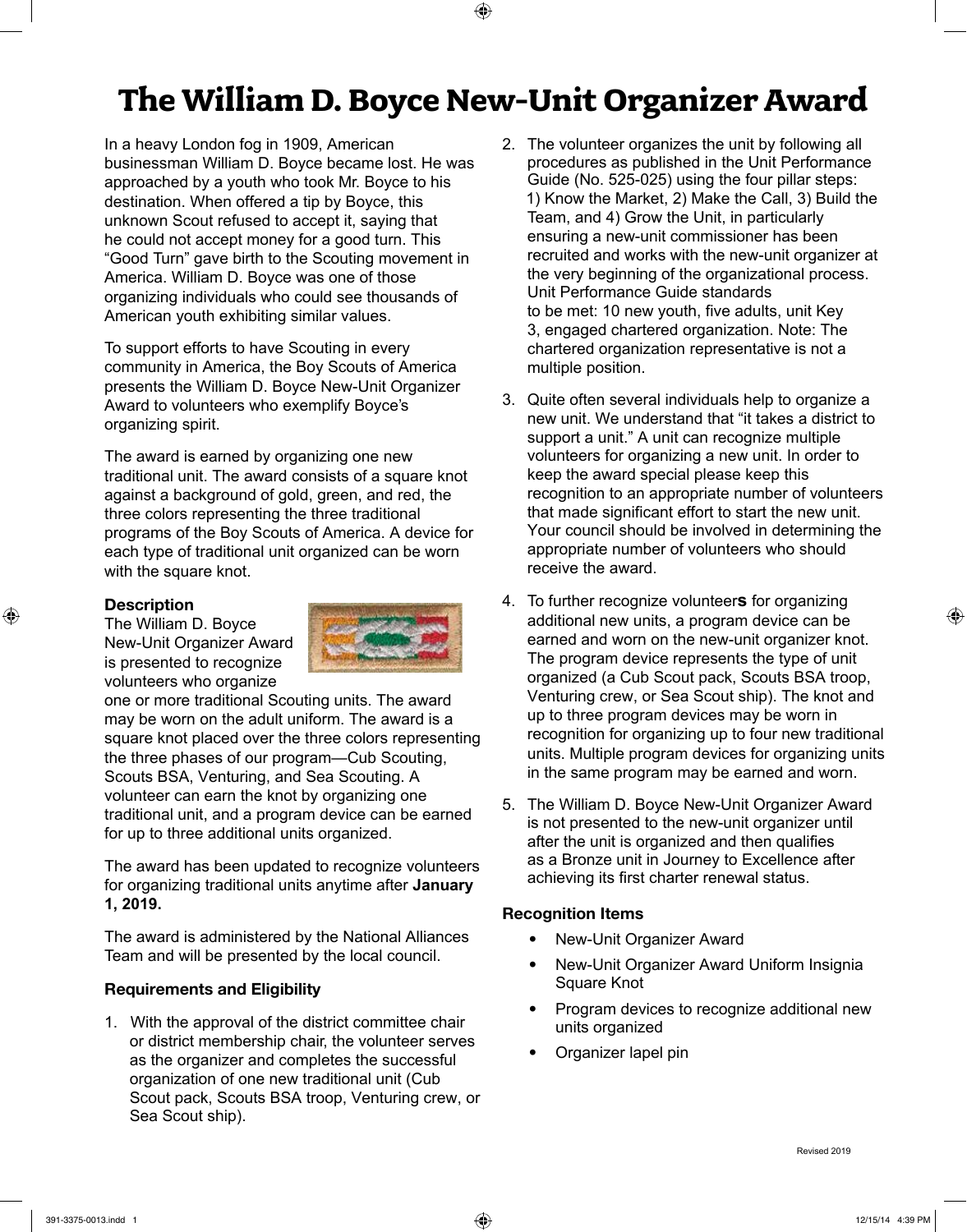# The William D. Boyce New-Unit Organizer Award

In a heavy London fog in 1909, American businessman William D. Boyce became lost. He was approached by a youth who took Mr. Boyce to his destination. When offered a tip by Boyce, this unknown Scout refused to accept it, saying that he could not accept money for a good turn. This "Good Turn" gave birth to the Scouting movement in America. William D. Boyce was one of those organizing individuals who could see thousands of American youth exhibiting similar values.

To support efforts to have Scouting in every community in America, the Boy Scouts of America presents the William D. Boyce New-Unit Organizer Award to volunteers who exemplify Boyce's organizing spirit.

The award is earned by organizing one new traditional unit. The award consists of a square knot against a background of gold, green, and red, the three colors representing the three traditional programs of the Boy Scouts of America. A device for each type of traditional unit organized can be worn with the square knot.

**Description**

The William D. Boyce New-Unit Organizer Award is presented to recognize volunteers who organize one or more traditional Scouting units. The award may be worn on the adult uniform. The award is a square knot placed over the three colors representing the three phases of our program—Cub Scouting, Scouts BSA, Venturing, and Sea Scouting. A volunteer can earn the knot by organizing one traditional unit, and a program device can be earned for up to three additional units organized.

The award has been updated to recognize volunteers for organizing traditional units anytime after **January 1, 2019.**

The award is administered by the National Alliances Team and will be presented by the local council.

**Requirements and Eligibility**

1. With the approval of the district committee chair or district membership chair, the volunteer serves as the organizer and completes the successful organization of one new traditional unit (Cub Scout pack, Scouts BSA troop, Venturing crew, or Sea Scout ship).
2. The volunteer organizes the unit by following all procedures as published in the Unit Performance Guide (No. 525-025) using the four pillar steps: 1) Know the Market, 2) Make the Call, 3) Build the Team, and 4) Grow the Unit, in particularly ensuring a new-unit commissioner has been recruited and works with the new-unit organizer at the very beginning of the organizational process. Unit Performance Guide standards to be met: 10 new youth, five adults, unit Key 3, engaged chartered organization. Note: The chartered organization representative is not a multiple position.
3. Quite often several individuals help to organize a new unit. We understand that "it takes a district to support a unit." A unit can recognize multiple volunteers for organizing a new unit. In order to keep the award special please keep this recognition to an appropriate number of volunteers that made significant effort to start the new unit. Your council should be involved in determining the appropriate number of volunteers who should receive the award.
4. To further recognize volunteer**s** for organizing additional new units, a program device can be earned and worn on the new-unit organizer knot. The program device represents the type of unit organized (a Cub Scout pack, Scouts BSA troop, Venturing crew, or Sea Scout ship). The knot and up to three program devices may be worn in recognition for organizing up to four new traditional units. Multiple program devices for organizing units in the same program may be earned and worn.
5. The William D. Boyce New-Unit Organizer Award is not presented to the new-unit organizer until after the unit is organized and then qualifies as a Bronze unit in Journey to Excellence after achieving its first charter renewal status.

**Recognition Items**

- New-Unit Organizer Award
- New-Unit Organizer Award Uniform Insignia Square Knot
- Program devices to recognize additional new units organized
- Organizer lapel pin

Revised 2019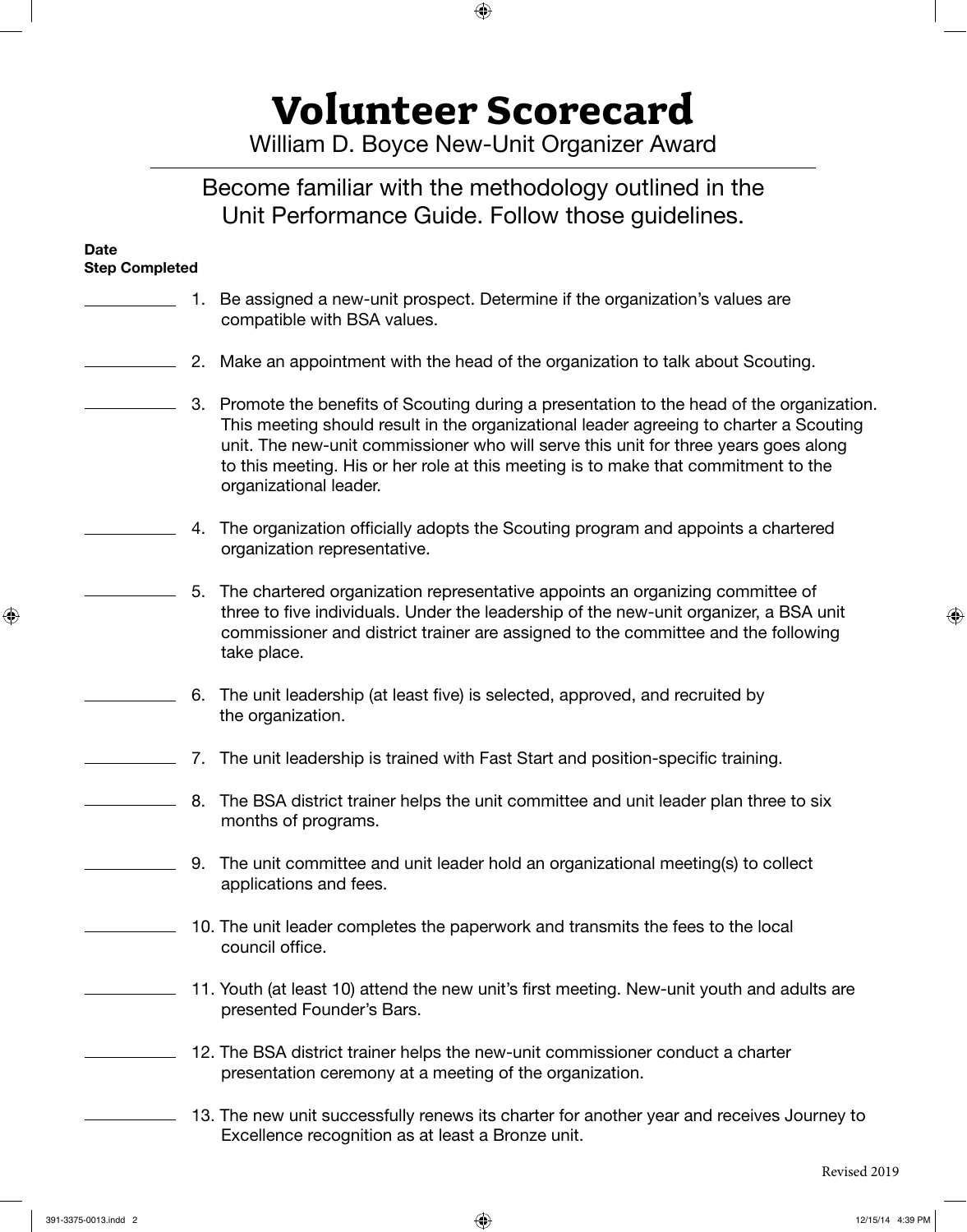# Volunteer Scorecard

William D. Boyce New-Unit Organizer Award

Become familiar with the methodology outlined in the Unit Performance Guide. Follow those guidelines.

**Date Step Completed**

\_\_\_\_\_\_\_\_\_\_ 1. Be assigned a new-unit prospect. Determine if the organization's values are compatible with BSA values.

\_\_\_\_\_\_\_\_\_\_ 2. Make an appointment with the head of the organization to talk about Scouting.

\_\_\_\_\_\_\_\_\_\_ 3. Promote the benefits of Scouting during a presentation to the head of the organization. This meeting should result in the organizational leader agreeing to charter a Scouting unit. The new-unit commissioner who will serve this unit for three years goes along to this meeting. His or her role at this meeting is to make that commitment to the organizational leader.

\_\_\_\_\_\_\_\_\_\_ 4. The organization officially adopts the Scouting program and appoints a chartered organization representative.

\_\_\_\_\_\_\_\_\_\_ 5. The chartered organization representative appoints an organizing committee of three to five individuals. Under the leadership of the new-unit organizer, a BSA unit commissioner and district trainer are assigned to the committee and the following take place.

\_\_\_\_\_\_\_\_\_\_ 6. The unit leadership (at least five) is selected, approved, and recruited by the organization.

\_\_\_\_\_\_\_\_\_\_ 7. The unit leadership is trained with Fast Start and position-specific training.

\_\_\_\_\_\_\_\_\_\_ 8. The BSA district trainer helps the unit committee and unit leader plan three to six months of programs.

\_\_\_\_\_\_\_\_\_\_ 9. The unit committee and unit leader hold an organizational meeting(s) to collect applications and fees.

\_\_\_\_\_\_\_\_\_\_ 10. The unit leader completes the paperwork and transmits the fees to the local council office.

\_\_\_\_\_\_\_\_\_\_ 11. Youth (at least 10) attend the new unit's first meeting. New-unit youth and adults are presented Founder's Bars.

\_\_\_\_\_\_\_\_\_\_ 12. The BSA district trainer helps the new-unit commissioner conduct a charter presentation ceremony at a meeting of the organization.

\_\_\_\_\_\_\_\_\_\_ 13. The new unit successfully renews its charter for another year and receives Journey to Excellence recognition as at least a Bronze unit.

Revised 2019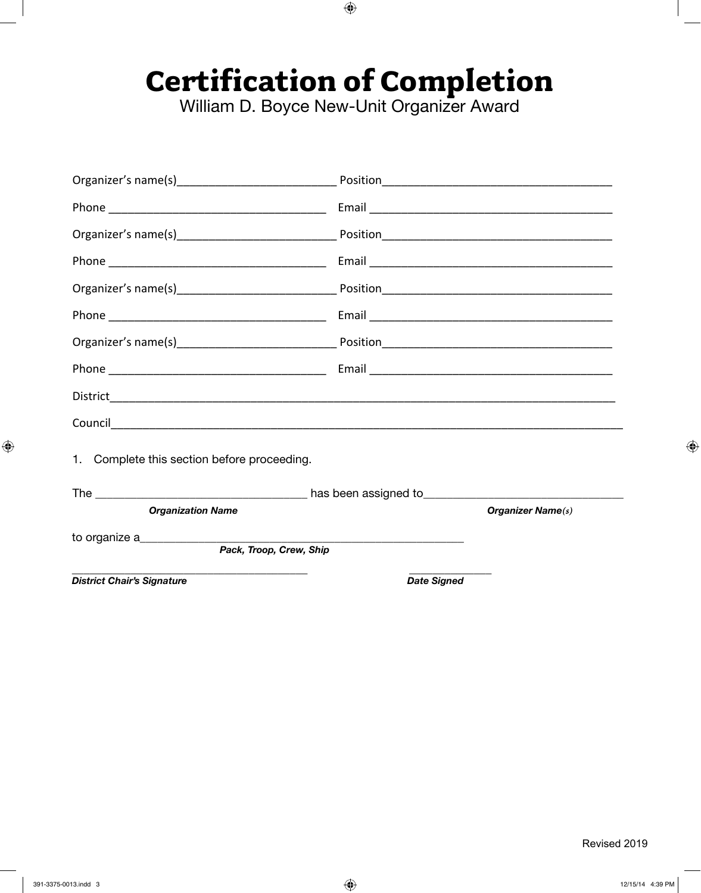# Certification of Completion

William D. Boyce New-Unit Organizer Award

Organizer's name(s)___________________________ Position_______________________________________

Phone ____________________________________ Email _________________________________________

Organizer's name(s)___________________________ Position_______________________________________

Phone ____________________________________ Email _________________________________________

Organizer's name(s)___________________________ Position_______________________________________

Phone ____________________________________ Email _________________________________________

Organizer's name(s)___________________________ Position_______________________________________

Phone ____________________________________ Email _________________________________________

District_______________________________________________________________________________________

Council_______________________________________________________________________________________

1. Complete this section before proceeding.

The ___________________________________ has been assigned to_________________________________

***Organization Name*** ***Organizer Name(s)***

to organize a_______________________________________________________

***Pack, Troop, Crew, Ship***

_________________________________________ _______________

***District Chair's Signature*** ***Date Signed***

Revised 2019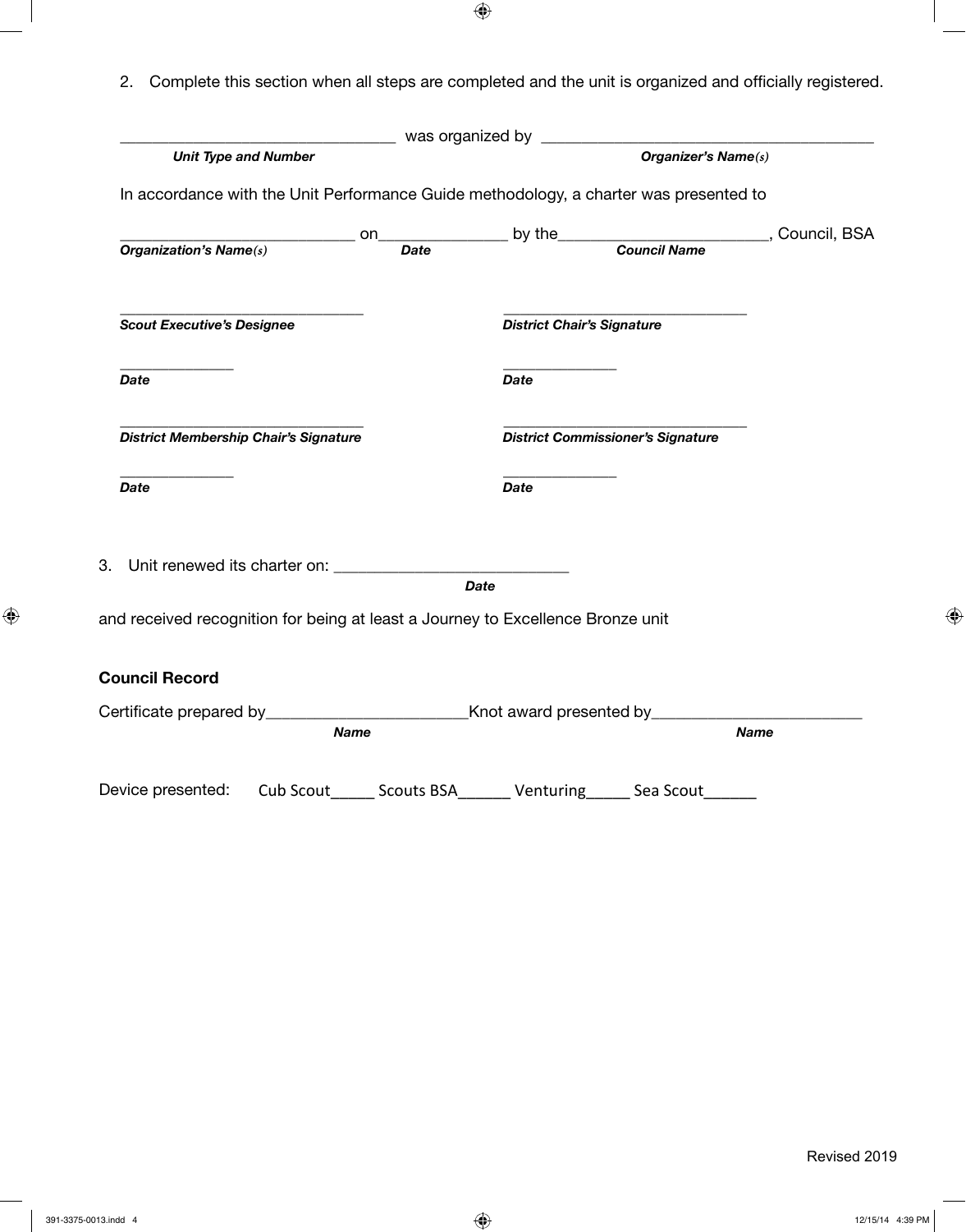2. Complete this section when all steps are completed and the unit is organized and officially registered.

_________________________________ was organized by _______________________________________

***Unit Type and Number*** ***Organizer's Name(s)***

In accordance with the Unit Performance Guide methodology, a charter was presented to

____________________________ on_______________ by the________________________, Council, BSA

***Organization's Name(s)*** ***Date*** ***Council Name***

_____________________________ _____________________________

***Scout Executive's Designee*** ***District Chair's Signature***

______________ ______________

***Date*** ***Date***

_____________________________ _____________________________

***District Membership Chair's Signature*** ***District Commissioner's Signature***

______________ ______________

***Date*** ***Date***

3. Unit renewed its charter on: ____________________________

***Date***

and received recognition for being at least a Journey to Excellence Bronze unit

**Council Record**

Certificate prepared by________________________Knot award presented by_________________________

***Name*** ***Name***

Device presented: Cub Scout_____ Scouts BSA______ Venturing_____ Sea Scout______

Revised 2019